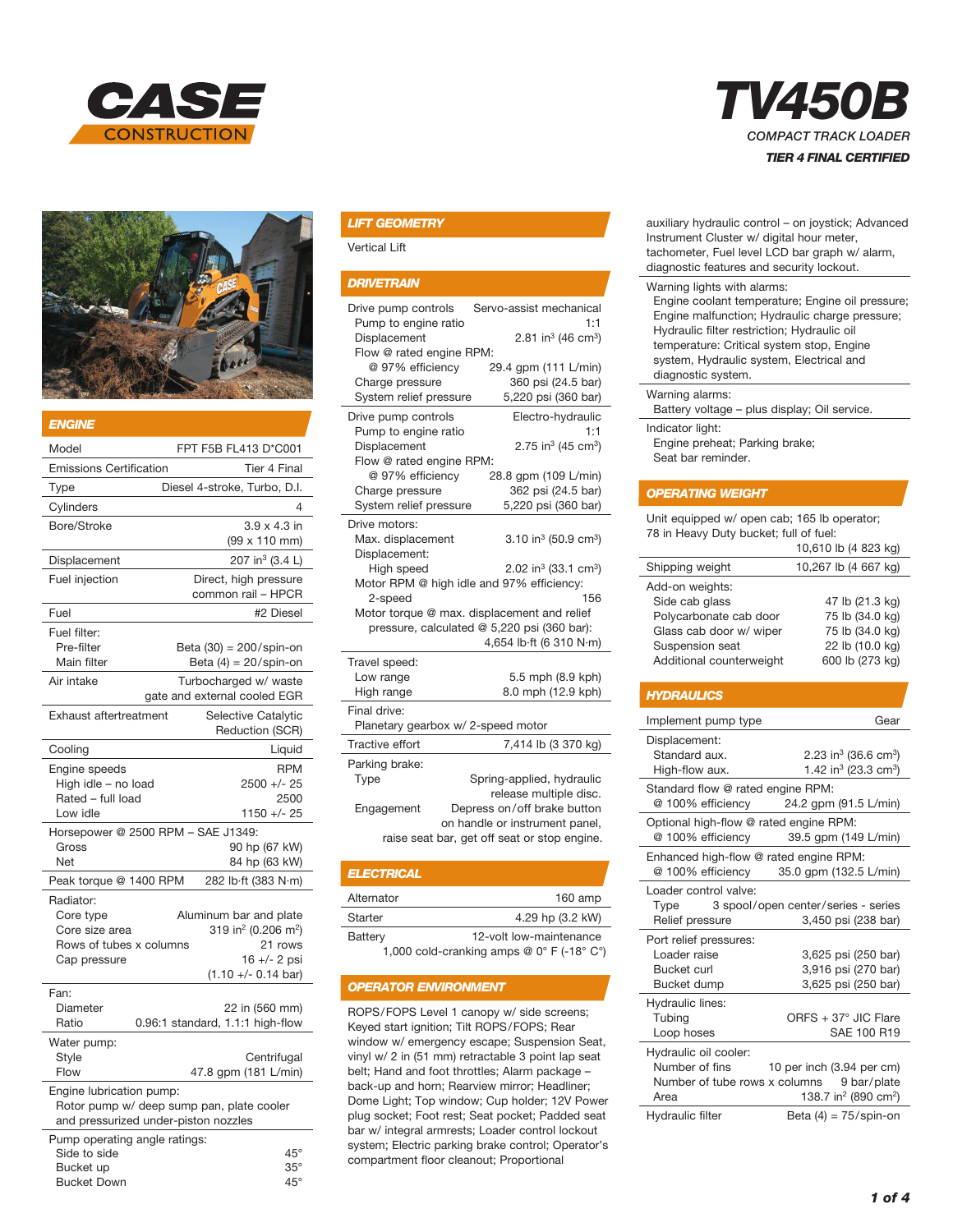# CASE CONSTRUCTION

# TV450B

*COMPACT TRACK LOADER*

***TIER 4 FINAL CERTIFIED***

## ENGINE

| | |
|---|---|
| Model | FPT F5B FL413 D*C001 |
| Emissions Certification | Tier 4 Final |
| Type | Diesel 4-stroke, Turbo, D.I. |
| Cylinders | 4 |
| Bore/Stroke | 3.9 x 4.3 in (99 x 110 mm) |
| Displacement | 207 in³ (3.4 L) |
| Fuel injection | Direct, high pressure common rail – HPCR |
| Fuel | #2 Diesel |
| Fuel filter: | |
| Pre-filter | Beta (30) = 200/spin-on |
| Main filter | Beta (4) = 20/spin-on |
| Air intake | Turbocharged w/ waste gate and external cooled EGR |
| Exhaust aftertreatment | Selective Catalytic Reduction (SCR) |
| Cooling | Liquid |
| Engine speeds | RPM |
| High idle – no load | 2500 +/- 25 |
| Rated – full load | 2500 |
| Low idle | 1150 +/- 25 |
| Horsepower @ 2500 RPM – SAE J1349: | |
| Gross | 90 hp (67 kW) |
| Net | 84 hp (63 kW) |
| Peak torque @ 1400 RPM | 282 lb·ft (383 N·m) |
| Radiator: | |
| Core type | Aluminum bar and plate |
| Core size area | 319 in² (0.206 m²) |
| Rows of tubes x columns | 21 rows |
| Cap pressure | 16 +/- 2 psi (1.10 +/- 0.14 bar) |
| Fan: | |
| Diameter | 22 in (560 mm) |
| Ratio | 0.96:1 standard, 1.1:1 high-flow |
| Water pump: | |
| Style | Centrifugal |
| Flow | 47.8 gpm (181 L/min) |
| Engine lubrication pump: | |
| Rotor pump w/ deep sump pan, plate cooler and pressurized under-piston nozzles | |
| Pump operating angle ratings: | |
| Side to side | 45° |
| Bucket up | 35° |
| Bucket Down | 45° |

## LIFT GEOMETRY

Vertical Lift

## DRIVETRAIN

| | |
|---|---|
| Drive pump controls | Servo-assist mechanical |
| Pump to engine ratio | 1:1 |
| Displacement | 2.81 in³ (46 cm³) |
| Flow @ rated engine RPM: | |
| @ 97% efficiency | 29.4 gpm (111 L/min) |
| Charge pressure | 360 psi (24.5 bar) |
| System relief pressure | 5,220 psi (360 bar) |
| Drive pump controls | Electro-hydraulic |
| Pump to engine ratio | 1:1 |
| Displacement | 2.75 in³ (45 cm³) |
| Flow @ rated engine RPM: | |
| @ 97% efficiency | 28.8 gpm (109 L/min) |
| Charge pressure | 362 psi (24.5 bar) |
| System relief pressure | 5,220 psi (360 bar) |
| Drive motors: | |
| Max. displacement | 3.10 in³ (50.9 cm³) |
| Displacement: | |
| High speed | 2.02 in³ (33.1 cm³) |
| Motor RPM @ high idle and 97% efficiency: | |
| 2-speed | 156 |
| Motor torque @ max. displacement and relief pressure, calculated @ 5,220 psi (360 bar): | 4,654 lb·ft (6 310 N·m) |
| Travel speed: | |
| Low range | 5.5 mph (8.9 kph) |
| High range | 8.0 mph (12.9 kph) |
| Final drive: | |
| Planetary gearbox w/ 2-speed motor | |
| Tractive effort | 7,414 lb (3 370 kg) |
| Parking brake: | |
| Type | Spring-applied, hydraulic release multiple disc. |
| Engagement | Depress on/off brake button on handle or instrument panel, raise seat bar, get off seat or stop engine. |

## ELECTRICAL

| | |
|---|---|
| Alternator | 160 amp |
| Starter | 4.29 hp (3.2 kW) |
| Battery | 12-volt low-maintenance 1,000 cold-cranking amps @ 0° F (-18° C°) |

## OPERATOR ENVIRONMENT

ROPS/FOPS Level 1 canopy w/ side screens; Keyed start ignition; Tilt ROPS/FOPS; Rear window w/ emergency escape; Suspension Seat, vinyl w/ 2 in (51 mm) retractable 3 point lap seat belt; Hand and foot throttles; Alarm package – back-up and horn; Rearview mirror; Headliner; Dome Light; Top window; Cup holder; 12V Power plug socket; Foot rest; Seat pocket; Padded seat bar w/ integral armrests; Loader control lockout system; Electric parking brake control; Operator's compartment floor cleanout; Proportional auxiliary hydraulic control – on joystick; Advanced Instrument Cluster w/ digital hour meter, tachometer, Fuel level LCD bar graph w/ alarm, diagnostic features and security lockout.

Warning lights with alarms:
Engine coolant temperature; Engine oil pressure; Engine malfunction; Hydraulic charge pressure; Hydraulic filter restriction; Hydraulic oil temperature: Critical system stop, Engine system, Hydraulic system, Electrical and diagnostic system.

Warning alarms:
Battery voltage – plus display; Oil service.

Indicator light:
Engine preheat; Parking brake; Seat bar reminder.

## OPERATING WEIGHT

| | |
|---|---|
| Unit equipped w/ open cab; 165 lb operator; 78 in Heavy Duty bucket; full of fuel: | 10,610 lb (4 823 kg) |
| Shipping weight | 10,267 lb (4 667 kg) |
| Add-on weights: | |
| Side cab glass | 47 lb (21.3 kg) |
| Polycarbonate cab door | 75 lb (34.0 kg) |
| Glass cab door w/ wiper | 75 lb (34.0 kg) |
| Suspension seat | 22 lb (10.0 kg) |
| Additional counterweight | 600 lb (273 kg) |

## HYDRAULICS

| | |
|---|---|
| Implement pump type | Gear |
| Displacement: | |
| Standard aux. | 2.23 in³ (36.6 cm³) |
| High-flow aux. | 1.42 in³ (23.3 cm³) |
| Standard flow @ rated engine RPM: | |
| @ 100% efficiency | 24.2 gpm (91.5 L/min) |
| Optional high-flow @ rated engine RPM: | |
| @ 100% efficiency | 39.5 gpm (149 L/min) |
| Enhanced high-flow @ rated engine RPM: | |
| @ 100% efficiency | 35.0 gpm (132.5 L/min) |
| Loader control valve: | |
| Type | 3 spool/open center/series - series |
| Relief pressure | 3,450 psi (238 bar) |
| Port relief pressures: | |
| Loader raise | 3,625 psi (250 bar) |
| Bucket curl | 3,916 psi (270 bar) |
| Bucket dump | 3,625 psi (250 bar) |
| Hydraulic lines: | |
| Tubing | ORFS + 37° JIC Flare |
| Loop hoses | SAE 100 R19 |
| Hydraulic oil cooler: | |
| Number of fins | 10 per inch (3.94 per cm) |
| Number of tube rows x columns | 9 bar/plate |
| Area | 138.7 in² (890 cm²) |
| Hydraulic filter | Beta (4) = 75/spin-on |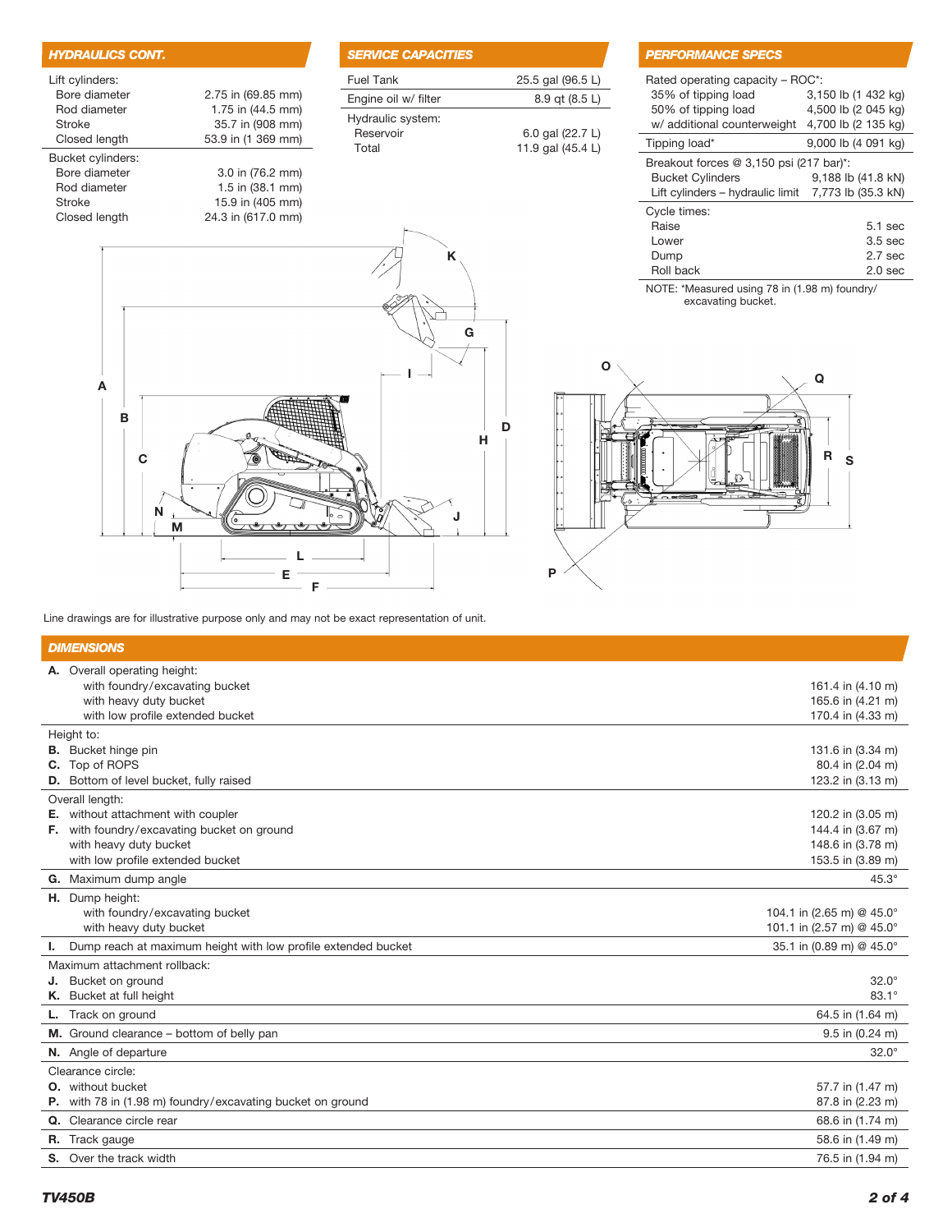## HYDRAULICS CONT.

| | |
|---|---|
| Lift cylinders: | |
| Bore diameter | 2.75 in (69.85 mm) |
| Rod diameter | 1.75 in (44.5 mm) |
| Stroke | 35.7 in (908 mm) |
| Closed length | 53.9 in (1 369 mm) |
| Bucket cylinders: | |
| Bore diameter | 3.0 in (76.2 mm) |
| Rod diameter | 1.5 in (38.1 mm) |
| Stroke | 15.9 in (405 mm) |
| Closed length | 24.3 in (617.0 mm) |

## SERVICE CAPACITIES

| | |
|---|---|
| Fuel Tank | 25.5 gal (96.5 L) |
| Engine oil w/ filter | 8.9 qt (8.5 L) |
| Hydraulic system: | |
| Reservoir | 6.0 gal (22.7 L) |
| Total | 11.9 gal (45.4 L) |

## PERFORMANCE SPECS

| | |
|---|---|
| Rated operating capacity – ROC*: | |
| 35% of tipping load | 3,150 lb (1 432 kg) |
| 50% of tipping load | 4,500 lb (2 045 kg) |
| w/ additional counterweight | 4,700 lb (2 135 kg) |
| Tipping load* | 9,000 lb (4 091 kg) |
| Breakout forces @ 3,150 psi (217 bar)*: | |
| Bucket Cylinders | 9,188 lb (41.8 kN) |
| Lift cylinders – hydraulic limit | 7,773 lb (35.3 kN) |
| Cycle times: | |
| Raise | 5.1 sec |
| Lower | 3.5 sec |
| Dump | 2.7 sec |
| Roll back | 2.0 sec |

NOTE: *Measured using 78 in (1.98 m) foundry/ excavating bucket.

Line drawings are for illustrative purpose only and may not be exact representation of unit.

## DIMENSIONS

| | |
|---|---|
| **A.** Overall operating height: | |
| with foundry/excavating bucket | 161.4 in (4.10 m) |
| with heavy duty bucket | 165.6 in (4.21 m) |
| with low profile extended bucket | 170.4 in (4.33 m) |
| Height to: | |
| **B.** Bucket hinge pin | 131.6 in (3.34 m) |
| **C.** Top of ROPS | 80.4 in (2.04 m) |
| **D.** Bottom of level bucket, fully raised | 123.2 in (3.13 m) |
| Overall length: | |
| **E.** without attachment with coupler | 120.2 in (3.05 m) |
| **F.** with foundry/excavating bucket on ground | 144.4 in (3.67 m) |
| with heavy duty bucket | 148.6 in (3.78 m) |
| with low profile extended bucket | 153.5 in (3.89 m) |
| **G.** Maximum dump angle | 45.3° |
| **H.** Dump height: | |
| with foundry/excavating bucket | 104.1 in (2.65 m) @ 45.0° |
| with heavy duty bucket | 101.1 in (2.57 m) @ 45.0° |
| **I.** Dump reach at maximum height with low profile extended bucket | 35.1 in (0.89 m) @ 45.0° |
| Maximum attachment rollback: | |
| **J.** Bucket on ground | 32.0° |
| **K.** Bucket at full height | 83.1° |
| **L.** Track on ground | 64.5 in (1.64 m) |
| **M.** Ground clearance – bottom of belly pan | 9.5 in (0.24 m) |
| **N.** Angle of departure | 32.0° |
| Clearance circle: | |
| **O.** without bucket | 57.7 in (1.47 m) |
| **P.** with 78 in (1.98 m) foundry/excavating bucket on ground | 87.8 in (2.23 m) |
| **Q.** Clearance circle rear | 68.6 in (1.74 m) |
| **R.** Track gauge | 58.6 in (1.49 m) |
| **S.** Over the track width | 76.5 in (1.94 m) |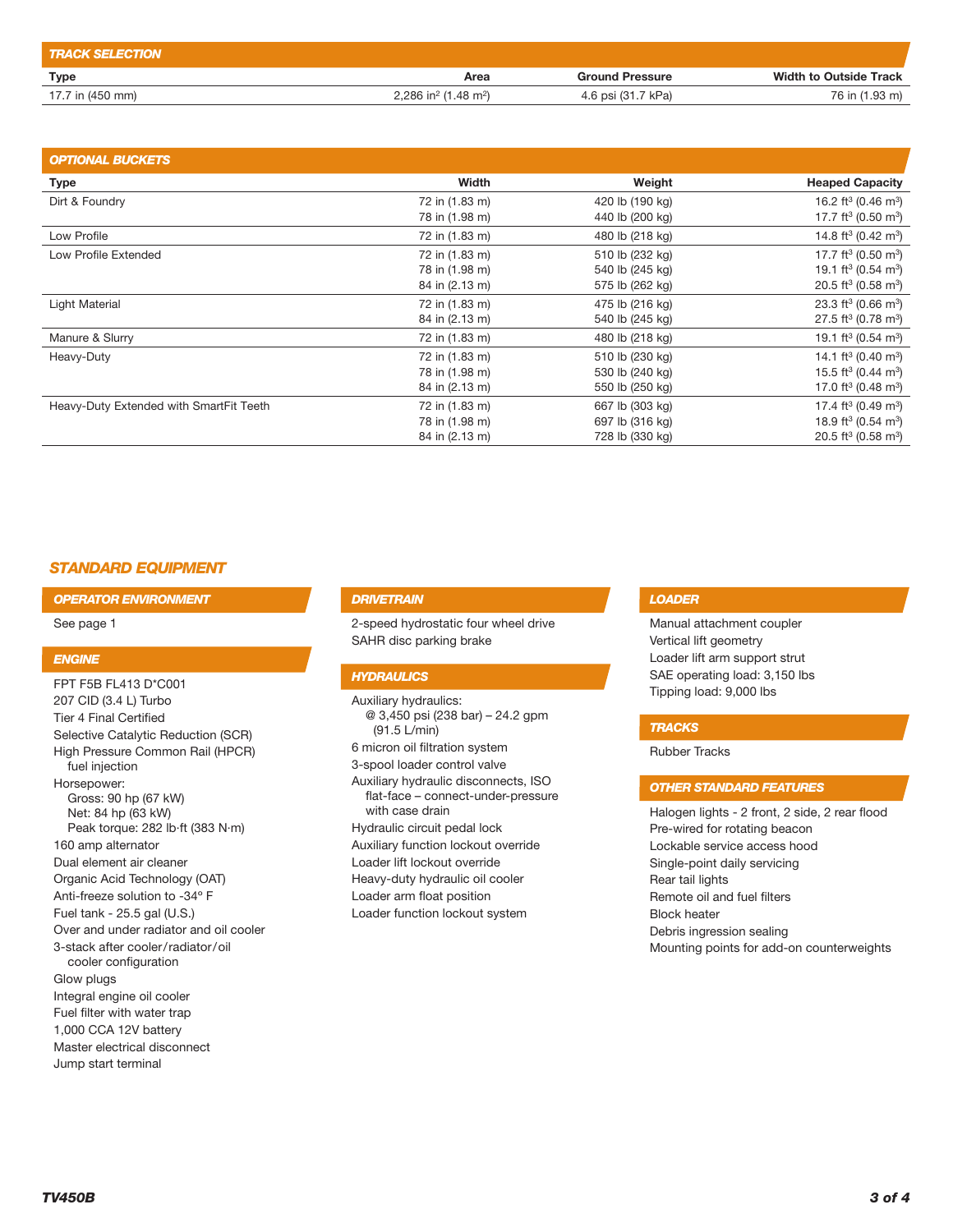## TRACK SELECTION

| Type | Area | Ground Pressure | Width to Outside Track |
|---|---|---|---|
| 17.7 in (450 mm) | 2,286 in² (1.48 m²) | 4.6 psi (31.7 kPa) | 76 in (1.93 m) |

## OPTIONAL BUCKETS

| Type | Width | Weight | Heaped Capacity |
|---|---|---|---|
| Dirt & Foundry | 72 in (1.83 m) | 420 lb (190 kg) | 16.2 ft³ (0.46 m³) |
| | 78 in (1.98 m) | 440 lb (200 kg) | 17.7 ft³ (0.50 m³) |
| Low Profile | 72 in (1.83 m) | 480 lb (218 kg) | 14.8 ft³ (0.42 m³) |
| Low Profile Extended | 72 in (1.83 m) | 510 lb (232 kg) | 17.7 ft³ (0.50 m³) |
| | 78 in (1.98 m) | 540 lb (245 kg) | 19.1 ft³ (0.54 m³) |
| | 84 in (2.13 m) | 575 lb (262 kg) | 20.5 ft³ (0.58 m³) |
| Light Material | 72 in (1.83 m) | 475 lb (216 kg) | 23.3 ft³ (0.66 m³) |
| | 84 in (2.13 m) | 540 lb (245 kg) | 27.5 ft³ (0.78 m³) |
| Manure & Slurry | 72 in (1.83 m) | 480 lb (218 kg) | 19.1 ft³ (0.54 m³) |
| Heavy-Duty | 72 in (1.83 m) | 510 lb (230 kg) | 14.1 ft³ (0.40 m³) |
| | 78 in (1.98 m) | 530 lb (240 kg) | 15.5 ft³ (0.44 m³) |
| | 84 in (2.13 m) | 550 lb (250 kg) | 17.0 ft³ (0.48 m³) |
| Heavy-Duty Extended with SmartFit Teeth | 72 in (1.83 m) | 667 lb (303 kg) | 17.4 ft³ (0.49 m³) |
| | 78 in (1.98 m) | 697 lb (316 kg) | 18.9 ft³ (0.54 m³) |
| | 84 in (2.13 m) | 728 lb (330 kg) | 20.5 ft³ (0.58 m³) |

## STANDARD EQUIPMENT

### OPERATOR ENVIRONMENT

See page 1

### ENGINE

- FPT F5B FL413 D*C001
- 207 CID (3.4 L) Turbo
- Tier 4 Final Certified
- Selective Catalytic Reduction (SCR)
- High Pressure Common Rail (HPCR) fuel injection
- Horsepower:
  - Gross: 90 hp (67 kW)
  - Net: 84 hp (63 kW)
  - Peak torque: 282 lb·ft (383 N·m)
- 160 amp alternator
- Dual element air cleaner
- Organic Acid Technology (OAT)
- Anti-freeze solution to -34° F
- Fuel tank - 25.5 gal (U.S.)
- Over and under radiator and oil cooler
- 3-stack after cooler/radiator/oil cooler configuration
- Glow plugs
- Integral engine oil cooler
- Fuel filter with water trap
- 1,000 CCA 12V battery
- Master electrical disconnect
- Jump start terminal

### DRIVETRAIN

- 2-speed hydrostatic four wheel drive
- SAHR disc parking brake

### HYDRAULICS

- Auxiliary hydraulics:
  - @ 3,450 psi (238 bar) – 24.2 gpm (91.5 L/min)
- 6 micron oil filtration system
- 3-spool loader control valve
- Auxiliary hydraulic disconnects, ISO flat-face – connect-under-pressure with case drain
- Hydraulic circuit pedal lock
- Auxiliary function lockout override
- Loader lift lockout override
- Heavy-duty hydraulic oil cooler
- Loader arm float position
- Loader function lockout system

### LOADER

- Manual attachment coupler
- Vertical lift geometry
- Loader lift arm support strut
- SAE operating load: 3,150 lbs
- Tipping load: 9,000 lbs

### TRACKS

- Rubber Tracks

### OTHER STANDARD FEATURES

- Halogen lights - 2 front, 2 side, 2 rear flood
- Pre-wired for rotating beacon
- Lockable service access hood
- Single-point daily servicing
- Rear tail lights
- Remote oil and fuel filters
- Block heater
- Debris ingression sealing
- Mounting points for add-on counterweights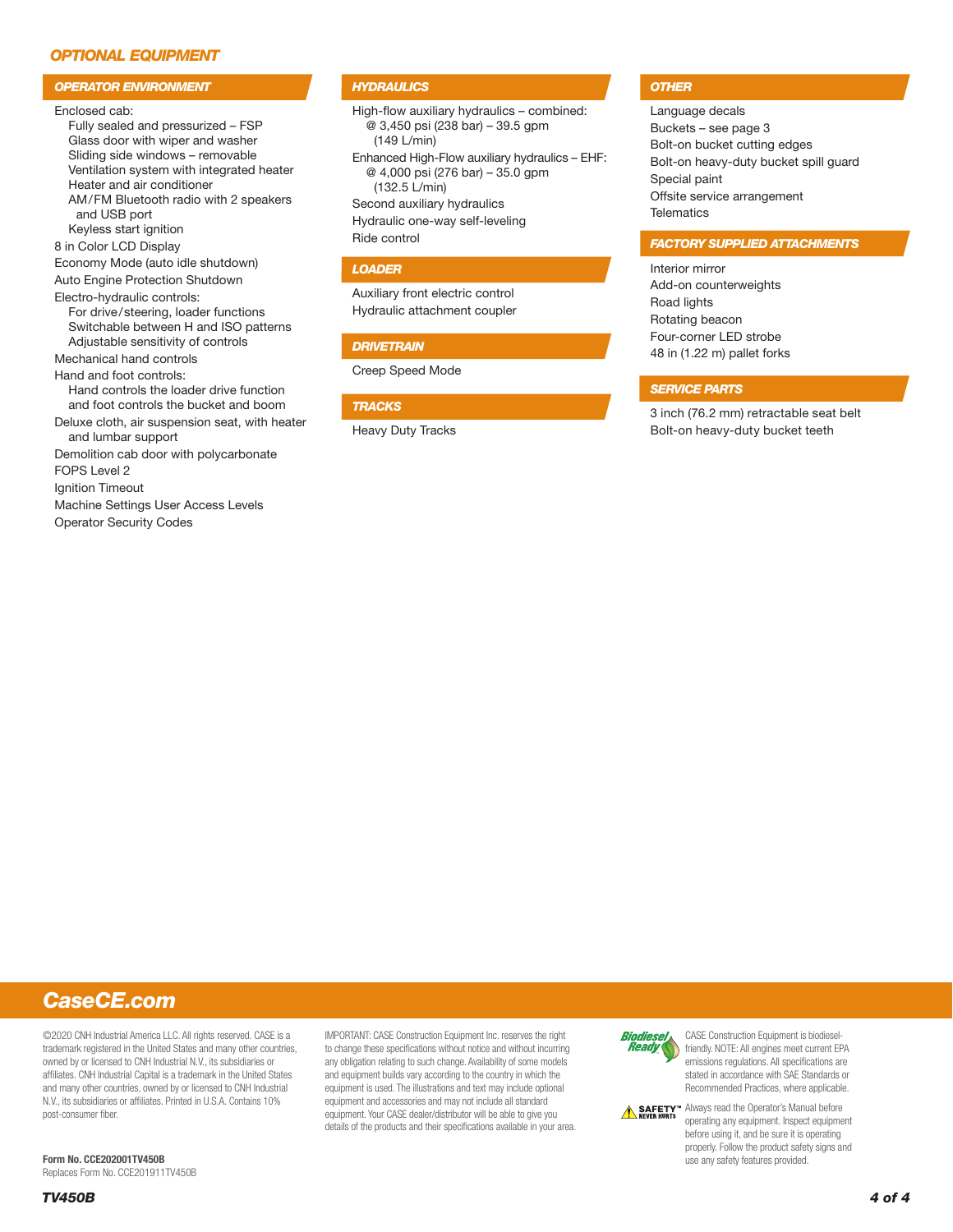## *OPTIONAL EQUIPMENT*

### *OPERATOR ENVIRONMENT*

- Enclosed cab:
  - Fully sealed and pressurized – FSP
  - Glass door with wiper and washer
  - Sliding side windows – removable
  - Ventilation system with integrated heater
  - Heater and air conditioner
  - AM/FM Bluetooth radio with 2 speakers and USB port
  - Keyless start ignition
- 8 in Color LCD Display
- Economy Mode (auto idle shutdown)
- Auto Engine Protection Shutdown
- Electro-hydraulic controls:
  - For drive/steering, loader functions
  - Switchable between H and ISO patterns
  - Adjustable sensitivity of controls
- Mechanical hand controls
- Hand and foot controls:
  - Hand controls the loader drive function and foot controls the bucket and boom
- Deluxe cloth, air suspension seat, with heater and lumbar support
- Demolition cab door with polycarbonate
- FOPS Level 2
- Ignition Timeout
- Machine Settings User Access Levels
- Operator Security Codes

### *HYDRAULICS*

- High-flow auxiliary hydraulics – combined:
  - @ 3,450 psi (238 bar) – 39.5 gpm (149 L/min)
- Enhanced High-Flow auxiliary hydraulics – EHF:
  - @ 4,000 psi (276 bar) – 35.0 gpm (132.5 L/min)
- Second auxiliary hydraulics
- Hydraulic one-way self-leveling
- Ride control

### *LOADER*

- Auxiliary front electric control
- Hydraulic attachment coupler

### *DRIVETRAIN*

- Creep Speed Mode

### *TRACKS*

- Heavy Duty Tracks

### *OTHER*

- Language decals
- Buckets – see page 3
- Bolt-on bucket cutting edges
- Bolt-on heavy-duty bucket spill guard
- Special paint
- Offsite service arrangement
- Telematics

### *FACTORY SUPPLIED ATTACHMENTS*

- Interior mirror
- Add-on counterweights
- Road lights
- Rotating beacon
- Four-corner LED strobe
- 48 in (1.22 m) pallet forks

### *SERVICE PARTS*

- 3 inch (76.2 mm) retractable seat belt
- Bolt-on heavy-duty bucket teeth

## *CaseCE.com*

©2020 CNH Industrial America LLC. All rights reserved. CASE is a trademark registered in the United States and many other countries, owned by or licensed to CNH Industrial N.V., its subsidiaries or affiliates. CNH Industrial Capital is a trademark in the United States and many other countries, owned by or licensed to CNH Industrial N.V., its subsidiaries or affiliates. Printed in U.S.A. Contains 10% post-consumer fiber.

IMPORTANT: CASE Construction Equipment Inc. reserves the right to change these specifications without notice and without incurring any obligation relating to such change. Availability of some models and equipment builds vary according to the country in which the equipment is used. The illustrations and text may include optional equipment and accessories and may not include all standard equipment. Your CASE dealer/distributor will be able to give you details of the products and their specifications available in your area.

Biodiesel Ready — CASE Construction Equipment is biodiesel-friendly. NOTE: All engines meet current EPA emissions regulations. All specifications are stated in accordance with SAE Standards or Recommended Practices, where applicable.

SAFETY™ NEVER HURTS — Always read the Operator's Manual before operating any equipment. Inspect equipment before using it, and be sure it is operating properly. Follow the product safety signs and use any safety features provided.

**Form No. CCE202001TV450B**
Replaces Form No. CCE201911TV450B